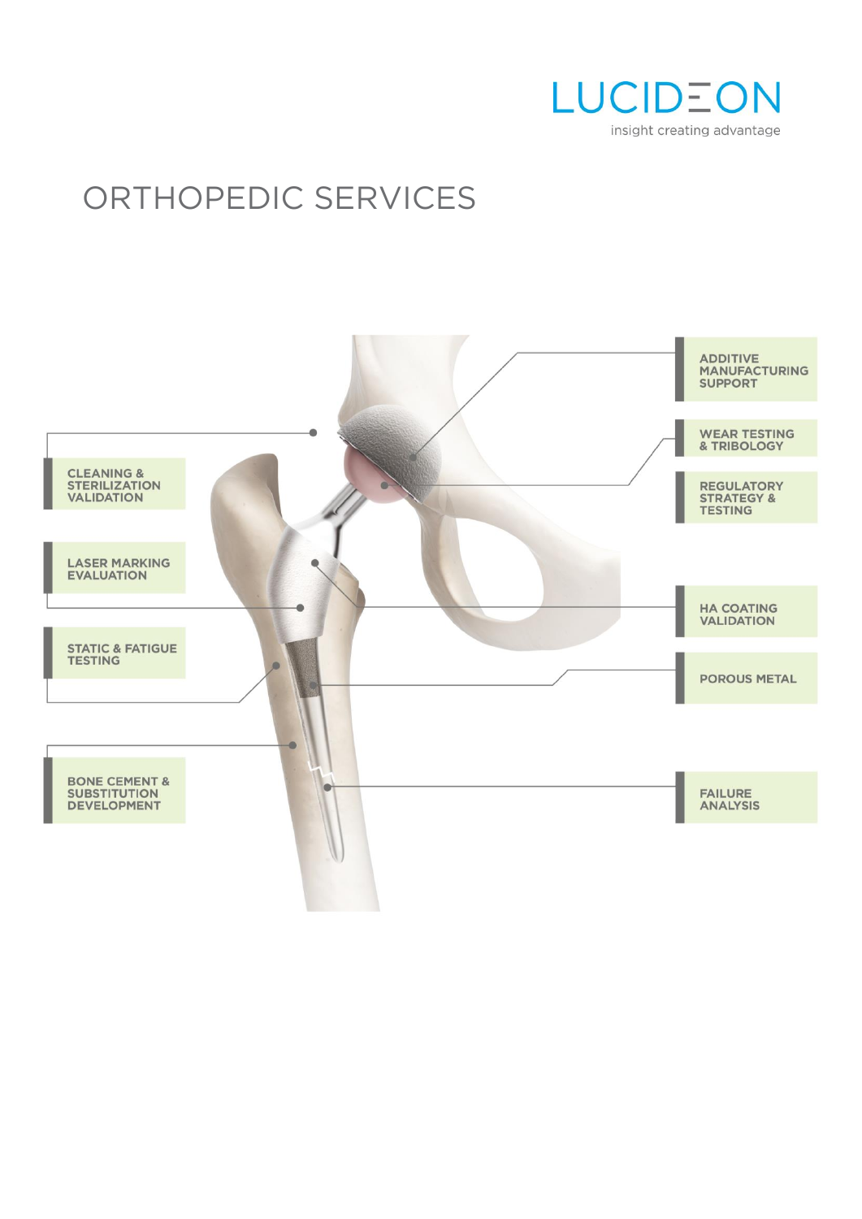LUCIDEON

insight creating advantage

# ORTHOPEDIC SERVICES

- CLEANING & STERILIZATION VALIDATION
- LASER MARKING EVALUATION
- STATIC & FATIGUE TESTING
- BONE CEMENT & SUBSTITUTION DEVELOPMENT
- ADDITIVE MANUFACTURING SUPPORT
- WEAR TESTING & TRIBOLOGY
- REGULATORY STRATEGY & TESTING
- HA COATING VALIDATION
- POROUS METAL
- FAILURE ANALYSIS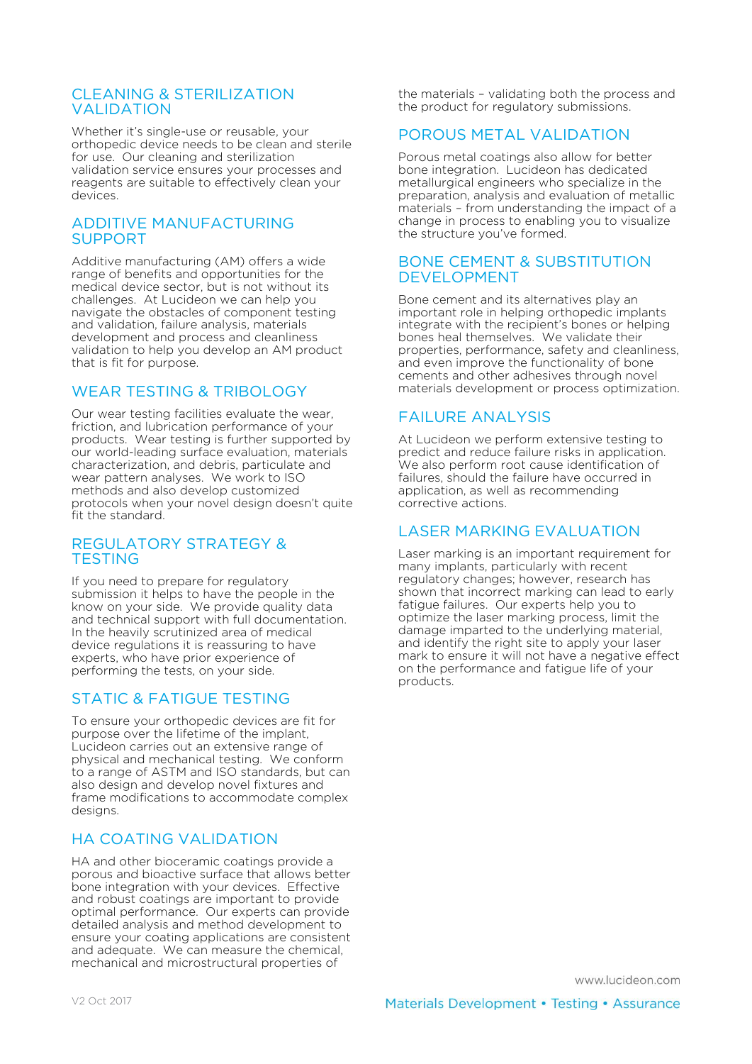## CLEANING & STERILIZATION VALIDATION

Whether it's single-use or reusable, your orthopedic device needs to be clean and sterile for use. Our cleaning and sterilization validation service ensures your processes and reagents are suitable to effectively clean your devices.

## ADDITIVE MANUFACTURING SUPPORT

Additive manufacturing (AM) offers a wide range of benefits and opportunities for the medical device sector, but is not without its challenges. At Lucideon we can help you navigate the obstacles of component testing and validation, failure analysis, materials development and process and cleanliness validation to help you develop an AM product that is fit for purpose.

## WEAR TESTING & TRIBOLOGY

Our wear testing facilities evaluate the wear, friction, and lubrication performance of your products. Wear testing is further supported by our world-leading surface evaluation, materials characterization, and debris, particulate and wear pattern analyses. We work to ISO methods and also develop customized protocols when your novel design doesn't quite fit the standard.

## REGULATORY STRATEGY & TESTING

If you need to prepare for regulatory submission it helps to have the people in the know on your side. We provide quality data and technical support with full documentation. In the heavily scrutinized area of medical device regulations it is reassuring to have experts, who have prior experience of performing the tests, on your side.

## STATIC & FATIGUE TESTING

To ensure your orthopedic devices are fit for purpose over the lifetime of the implant, Lucideon carries out an extensive range of physical and mechanical testing. We conform to a range of ASTM and ISO standards, but can also design and develop novel fixtures and frame modifications to accommodate complex designs.

## HA COATING VALIDATION

HA and other bioceramic coatings provide a porous and bioactive surface that allows better bone integration with your devices. Effective and robust coatings are important to provide optimal performance. Our experts can provide detailed analysis and method development to ensure your coating applications are consistent and adequate. We can measure the chemical, mechanical and microstructural properties of the materials – validating both the process and the product for regulatory submissions.

## POROUS METAL VALIDATION

Porous metal coatings also allow for better bone integration. Lucideon has dedicated metallurgical engineers who specialize in the preparation, analysis and evaluation of metallic materials – from understanding the impact of a change in process to enabling you to visualize the structure you've formed.

## BONE CEMENT & SUBSTITUTION DEVELOPMENT

Bone cement and its alternatives play an important role in helping orthopedic implants integrate with the recipient's bones or helping bones heal themselves. We validate their properties, performance, safety and cleanliness, and even improve the functionality of bone cements and other adhesives through novel materials development or process optimization.

## FAILURE ANALYSIS

At Lucideon we perform extensive testing to predict and reduce failure risks in application. We also perform root cause identification of failures, should the failure have occurred in application, as well as recommending corrective actions.

## LASER MARKING EVALUATION

Laser marking is an important requirement for many implants, particularly with recent regulatory changes; however, research has shown that incorrect marking can lead to early fatigue failures. Our experts help you to optimize the laser marking process, limit the damage imparted to the underlying material, and identify the right site to apply your laser mark to ensure it will not have a negative effect on the performance and fatigue life of your products.

V2 Oct 2017

www.lucideon.com

Materials Development • Testing • Assurance